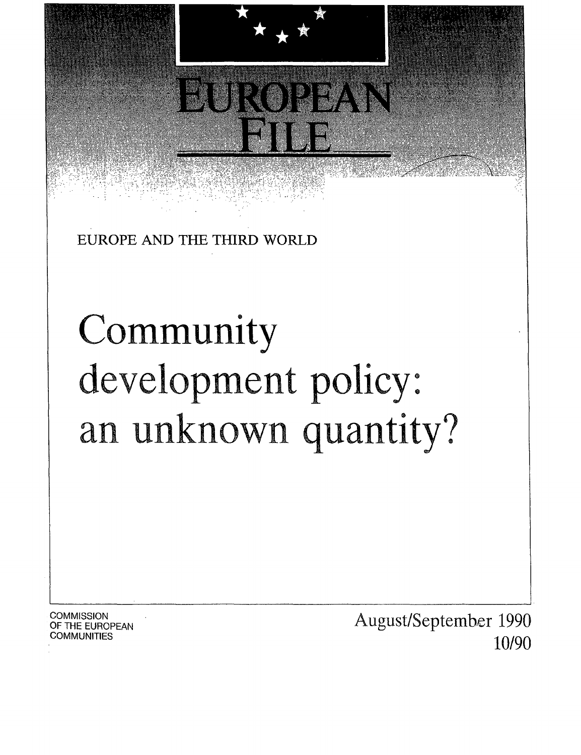# EUROPEAN FILE

EUROPE AND THE THIRD WORLD

# Community development policy: an unknown quantity?

COMMISSION OF THE EUROPEAN COMMUNITIES

August/September 1990

10/90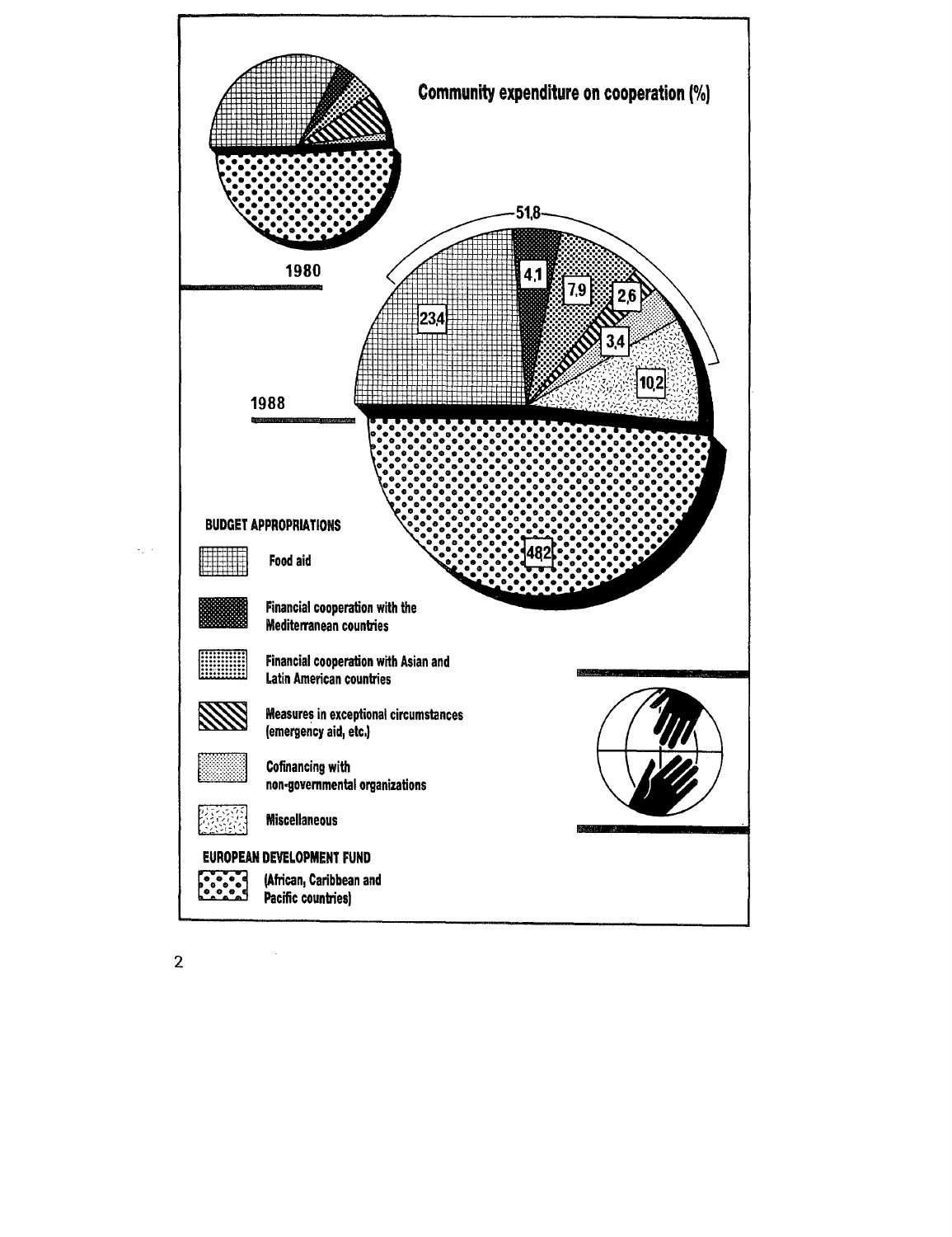## Community expenditure on cooperation (%)

1980

1988

51,8

| Category | 1988 (%) |
|---|---|
| Food aid | 23,4 |
| Financial cooperation with the Mediterranean countries | 4,1 |
| Financial cooperation with Asian and Latin American countries | 7,9 |
| Measures in exceptional circumstances (emergency aid, etc.) | 2,6 |
| Cofinancing with non-governmental organizations | 3,4 |
| Miscellaneous | 10,2 |
| European Development Fund (African, Caribbean and Pacific countries) | 48,2 |

**BUDGET APPROPRIATIONS**

- Food aid
- Financial cooperation with the Mediterranean countries
- Financial cooperation with Asian and Latin American countries
- Measures in exceptional circumstances (emergency aid, etc.)
- Cofinancing with non-governmental organizations
- Miscellaneous

**EUROPEAN DEVELOPMENT FUND**

- (African, Caribbean and Pacific countries)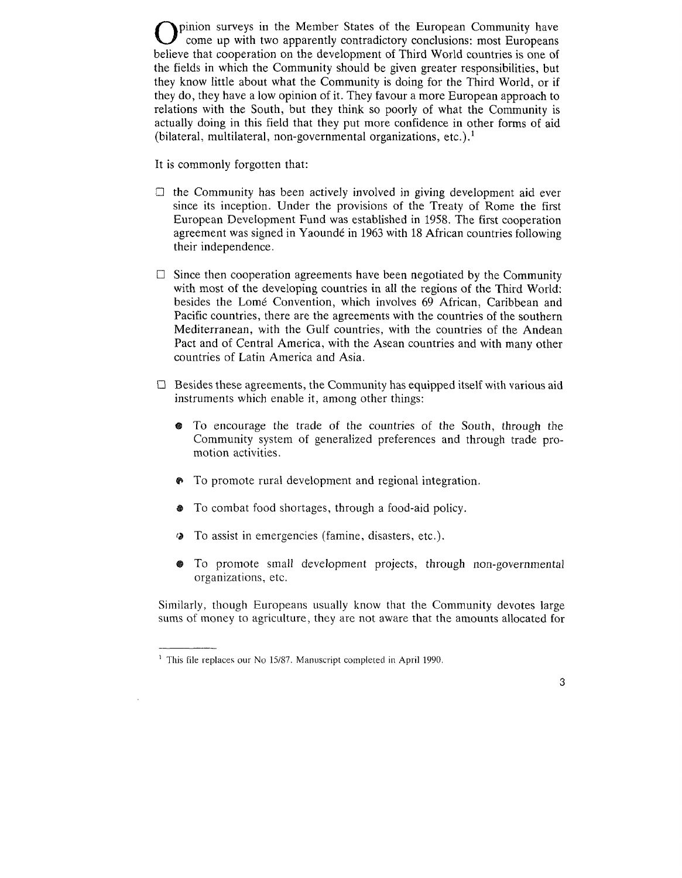Opinion surveys in the Member States of the European Community have come up with two apparently contradictory conclusions: most Europeans believe that cooperation on the development of Third World countries is one of the fields in which the Community should be given greater responsibilities, but they know little about what the Community is doing for the Third World, or if they do, they have a low opinion of it. They favour a more European approach to relations with the South, but they think so poorly of what the Community is actually doing in this field that they put more confidence in other forms of aid (bilateral, multilateral, non-governmental organizations, etc.).[1]

It is commonly forgotten that:

- the Community has been actively involved in giving development aid ever since its inception. Under the provisions of the Treaty of Rome the first European Development Fund was established in 1958. The first cooperation agreement was signed in Yaoundé in 1963 with 18 African countries following their independence.

- Since then cooperation agreements have been negotiated by the Community with most of the developing countries in all the regions of the Third World: besides the Lomé Convention, which involves 69 African, Caribbean and Pacific countries, there are the agreements with the countries of the southern Mediterranean, with the Gulf countries, with the countries of the Andean Pact and of Central America, with the Asean countries and with many other countries of Latin America and Asia.

- Besides these agreements, the Community has equipped itself with various aid instruments which enable it, among other things:

  - To encourage the trade of the countries of the South, through the Community system of generalized preferences and through trade promotion activities.

  - To promote rural development and regional integration.

  - To combat food shortages, through a food-aid policy.

  - To assist in emergencies (famine, disasters, etc.).

  - To promote small development projects, through non-governmental organizations, etc.

Similarly, though Europeans usually know that the Community devotes large sums of money to agriculture, they are not aware that the amounts allocated for

[1] This file replaces our No 15/87. Manuscript completed in April 1990.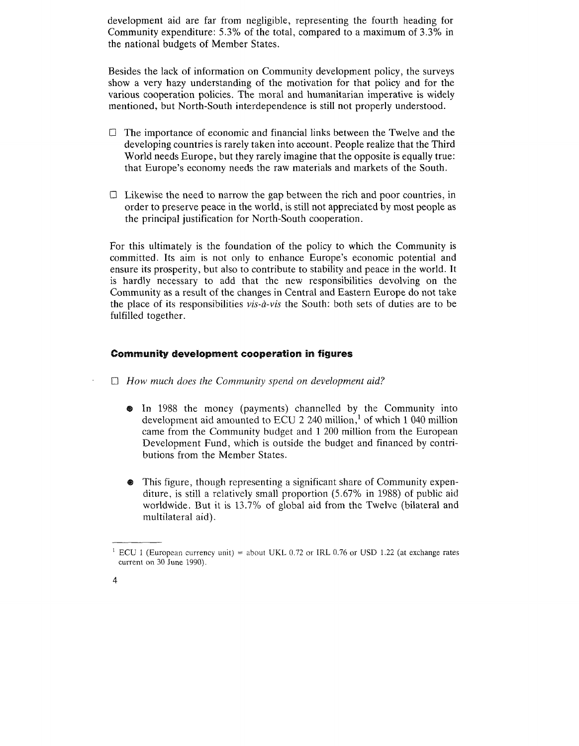development aid are far from negligible, representing the fourth heading for Community expenditure: 5.3% of the total, compared to a maximum of 3.3% in the national budgets of Member States.

Besides the lack of information on Community development policy, the surveys show a very hazy understanding of the motivation for that policy and for the various cooperation policies. The moral and humanitarian imperative is widely mentioned, but North-South interdependence is still not properly understood.

- The importance of economic and financial links between the Twelve and the developing countries is rarely taken into account. People realize that the Third World needs Europe, but they rarely imagine that the opposite is equally true: that Europe's economy needs the raw materials and markets of the South.

- Likewise the need to narrow the gap between the rich and poor countries, in order to preserve peace in the world, is still not appreciated by most people as the principal justification for North-South cooperation.

For this ultimately is the foundation of the policy to which the Community is committed. Its aim is not only to enhance Europe's economic potential and ensure its prosperity, but also to contribute to stability and peace in the world. It is hardly necessary to add that the new responsibilities devolving on the Community as a result of the changes in Central and Eastern Europe do not take the place of its responsibilities *vis-à-vis* the South: both sets of duties are to be fulfilled together.

### Community development cooperation in figures

- *How much does the Community spend on development aid?*

    - In 1988 the money (payments) channelled by the Community into development aid amounted to ECU 2 240 million,[1] of which 1 040 million came from the Community budget and 1 200 million from the European Development Fund, which is outside the budget and financed by contributions from the Member States.

    - This figure, though representing a significant share of Community expenditure, is still a relatively small proportion (5.67% in 1988) of public aid worldwide. But it is 13.7% of global aid from the Twelve (bilateral and multilateral aid).

---

[1] ECU 1 (European currency unit) = about UKL 0.72 or IRL 0.76 or USD 1.22 (at exchange rates current on 30 June 1990).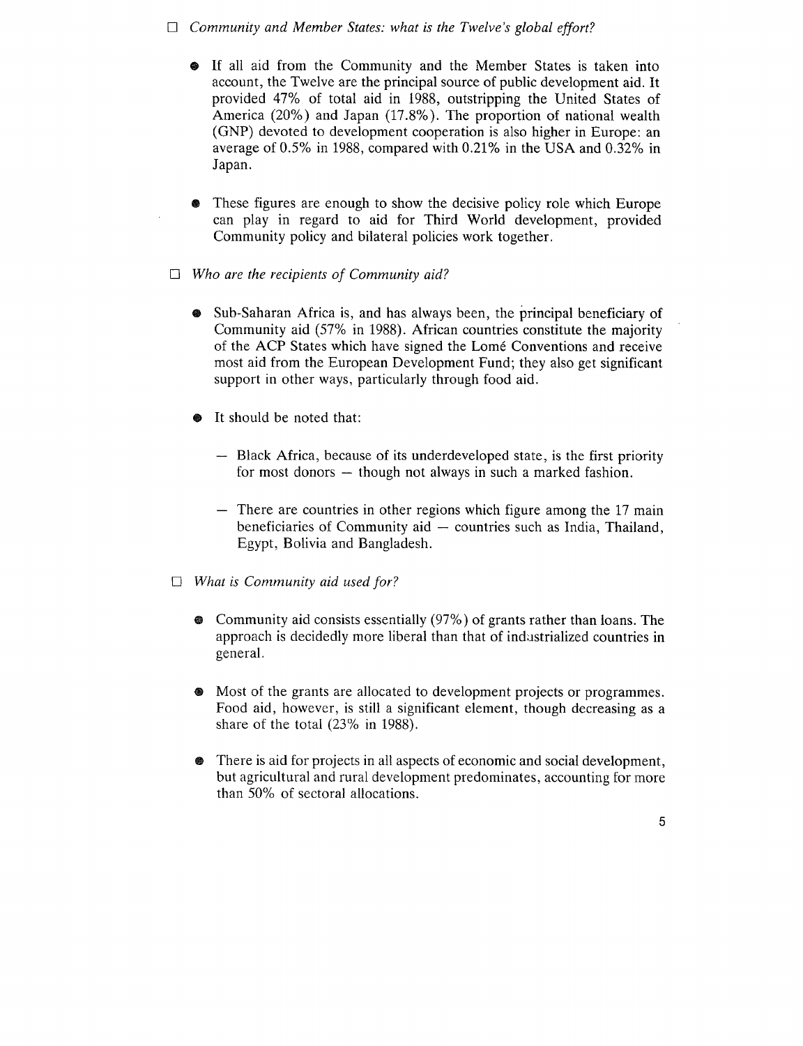☐ *Community and Member States: what is the Twelve's global effort?*

- If all aid from the Community and the Member States is taken into account, the Twelve are the principal source of public development aid. It provided 47% of total aid in 1988, outstripping the United States of America (20%) and Japan (17.8%). The proportion of national wealth (GNP) devoted to development cooperation is also higher in Europe: an average of 0.5% in 1988, compared with 0.21% in the USA and 0.32% in Japan.

- These figures are enough to show the decisive policy role which Europe can play in regard to aid for Third World development, provided Community policy and bilateral policies work together.

☐ *Who are the recipients of Community aid?*

- Sub-Saharan Africa is, and has always been, the principal beneficiary of Community aid (57% in 1988). African countries constitute the majority of the ACP States which have signed the Lomé Conventions and receive most aid from the European Development Fund; they also get significant support in other ways, particularly through food aid.

- It should be noted that:

  - Black Africa, because of its underdeveloped state, is the first priority for most donors — though not always in such a marked fashion.

  - There are countries in other regions which figure among the 17 main beneficiaries of Community aid — countries such as India, Thailand, Egypt, Bolivia and Bangladesh.

☐ *What is Community aid used for?*

- Community aid consists essentially (97%) of grants rather than loans. The approach is decidedly more liberal than that of industrialized countries in general.

- Most of the grants are allocated to development projects or programmes. Food aid, however, is still a significant element, though decreasing as a share of the total (23% in 1988).

- There is aid for projects in all aspects of economic and social development, but agricultural and rural development predominates, accounting for more than 50% of sectoral allocations.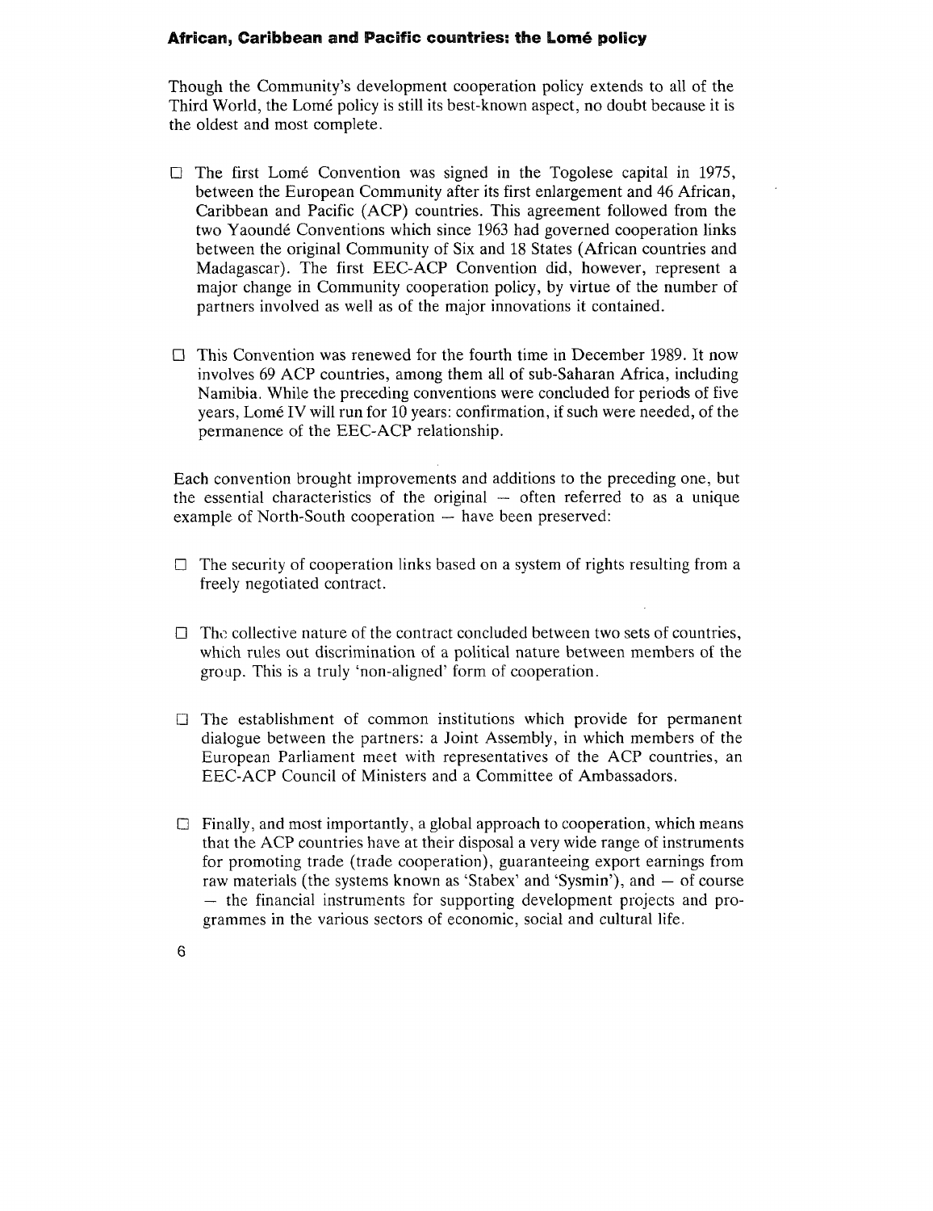## African, Caribbean and Pacific countries: the Lomé policy

Though the Community's development cooperation policy extends to all of the Third World, the Lomé policy is still its best-known aspect, no doubt because it is the oldest and most complete.

- The first Lomé Convention was signed in the Togolese capital in 1975, between the European Community after its first enlargement and 46 African, Caribbean and Pacific (ACP) countries. This agreement followed from the two Yaoundé Conventions which since 1963 had governed cooperation links between the original Community of Six and 18 States (African countries and Madagascar). The first EEC-ACP Convention did, however, represent a major change in Community cooperation policy, by virtue of the number of partners involved as well as of the major innovations it contained.

- This Convention was renewed for the fourth time in December 1989. It now involves 69 ACP countries, among them all of sub-Saharan Africa, including Namibia. While the preceding conventions were concluded for periods of five years, Lomé IV will run for 10 years: confirmation, if such were needed, of the permanence of the EEC-ACP relationship.

Each convention brought improvements and additions to the preceding one, but the essential characteristics of the original — often referred to as a unique example of North-South cooperation — have been preserved:

- The security of cooperation links based on a system of rights resulting from a freely negotiated contract.

- The collective nature of the contract concluded between two sets of countries, which rules out discrimination of a political nature between members of the group. This is a truly 'non-aligned' form of cooperation.

- The establishment of common institutions which provide for permanent dialogue between the partners: a Joint Assembly, in which members of the European Parliament meet with representatives of the ACP countries, an EEC-ACP Council of Ministers and a Committee of Ambassadors.

- Finally, and most importantly, a global approach to cooperation, which means that the ACP countries have at their disposal a very wide range of instruments for promoting trade (trade cooperation), guaranteeing export earnings from raw materials (the systems known as 'Stabex' and 'Sysmin'), and — of course — the financial instruments for supporting development projects and programmes in the various sectors of economic, social and cultural life.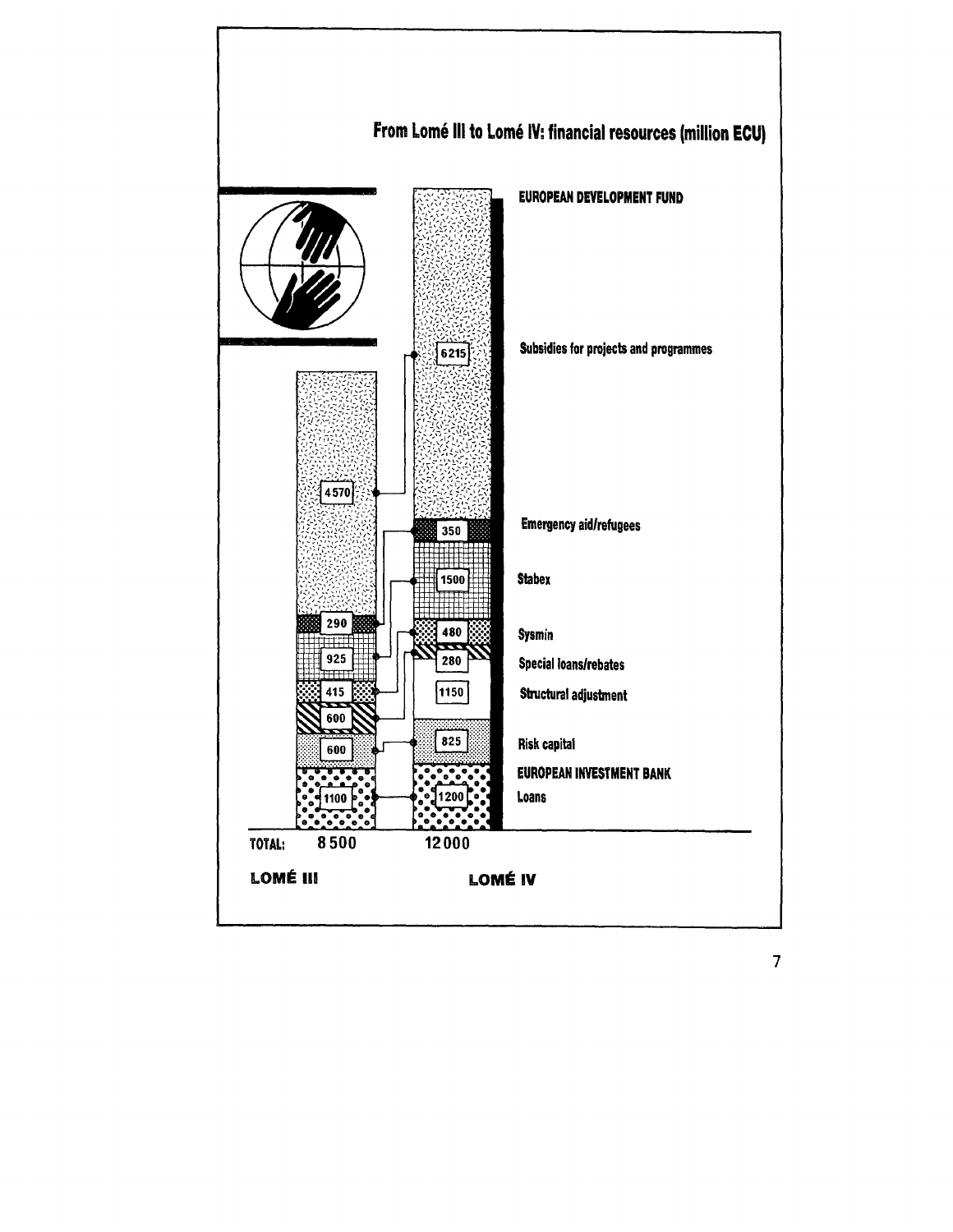## From Lomé III to Lomé IV: financial resources (million ECU)

| | LOMÉ III | LOMÉ IV |
|---|---|---|
| **EUROPEAN DEVELOPMENT FUND** | | |
| Subsidies for projects and programmes | 4570 | 6215 |
| Emergency aid/refugees | 290 | 350 |
| Stabex | 925 | 1500 |
| Sysmin | 415 | 480 |
| Special loans/rebates | 600 | 280 |
| Structural adjustment | | 1150 |
| Risk capital | 600 | 825 |
| **EUROPEAN INVESTMENT BANK** | | |
| Loans | 1100 | 1200 |
| **TOTAL:** | 8 500 | 12 000 |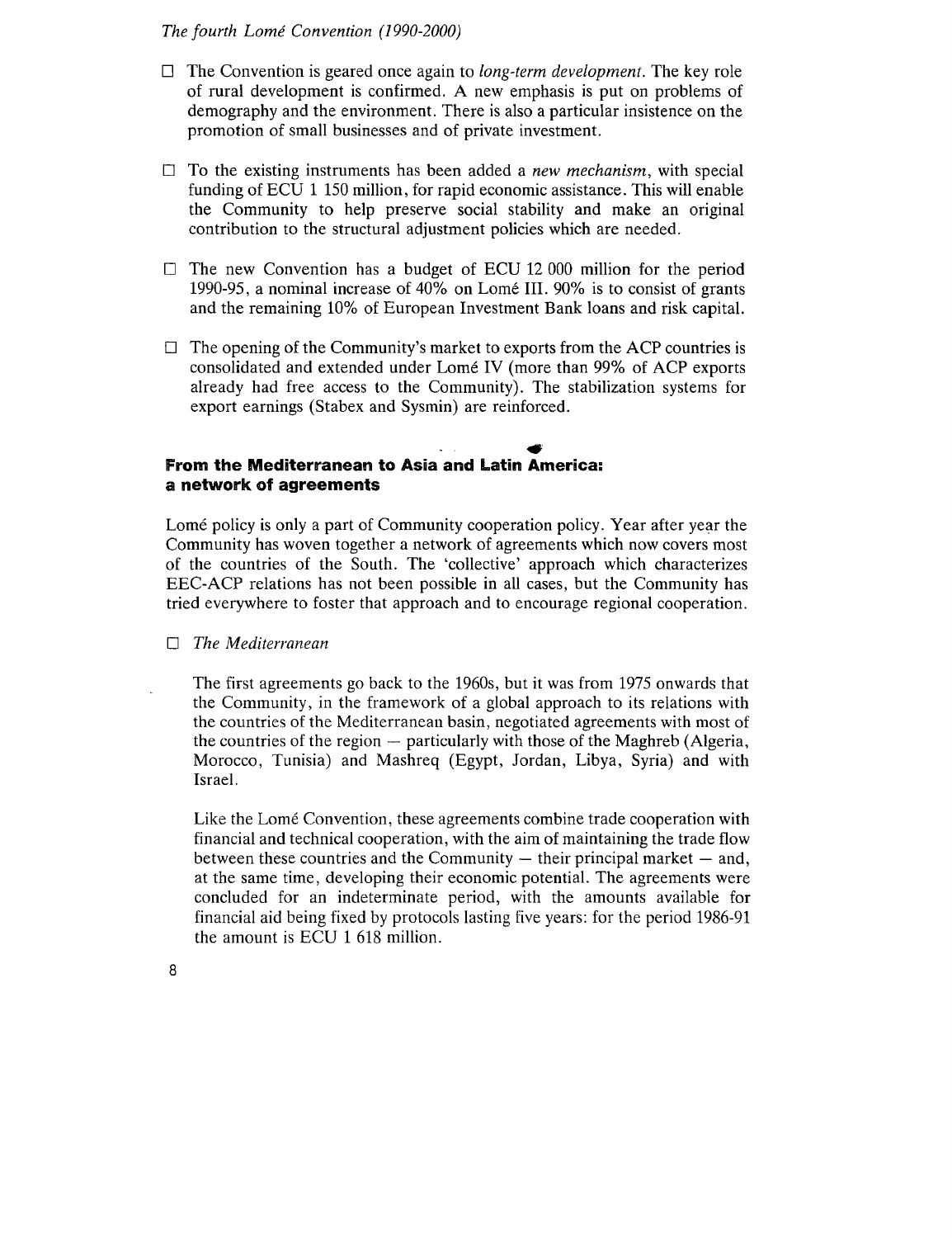*The fourth Lomé Convention (1990-2000)*

- The Convention is geared once again to *long-term development*. The key role of rural development is confirmed. A new emphasis is put on problems of demography and the environment. There is also a particular insistence on the promotion of small businesses and of private investment.

- To the existing instruments has been added a *new mechanism*, with special funding of ECU 1 150 million, for rapid economic assistance. This will enable the Community to help preserve social stability and make an original contribution to the structural adjustment policies which are needed.

- The new Convention has a budget of ECU 12 000 million for the period 1990-95, a nominal increase of 40% on Lomé III. 90% is to consist of grants and the remaining 10% of European Investment Bank loans and risk capital.

- The opening of the Community's market to exports from the ACP countries is consolidated and extended under Lomé IV (more than 99% of ACP exports already had free access to the Community). The stabilization systems for export earnings (Stabex and Sysmin) are reinforced.

## From the Mediterranean to Asia and Latin America: a network of agreements

Lomé policy is only a part of Community cooperation policy. Year after year the Community has woven together a network of agreements which now covers most of the countries of the South. The 'collective' approach which characterizes EEC-ACP relations has not been possible in all cases, but the Community has tried everywhere to foster that approach and to encourage regional cooperation.

- *The Mediterranean*

  The first agreements go back to the 1960s, but it was from 1975 onwards that the Community, in the framework of a global approach to its relations with the countries of the Mediterranean basin, negotiated agreements with most of the countries of the region — particularly with those of the Maghreb (Algeria, Morocco, Tunisia) and Mashreq (Egypt, Jordan, Libya, Syria) and with Israel.

  Like the Lomé Convention, these agreements combine trade cooperation with financial and technical cooperation, with the aim of maintaining the trade flow between these countries and the Community — their principal market — and, at the same time, developing their economic potential. The agreements were concluded for an indeterminate period, with the amounts available for financial aid being fixed by protocols lasting five years: for the period 1986-91 the amount is ECU 1 618 million.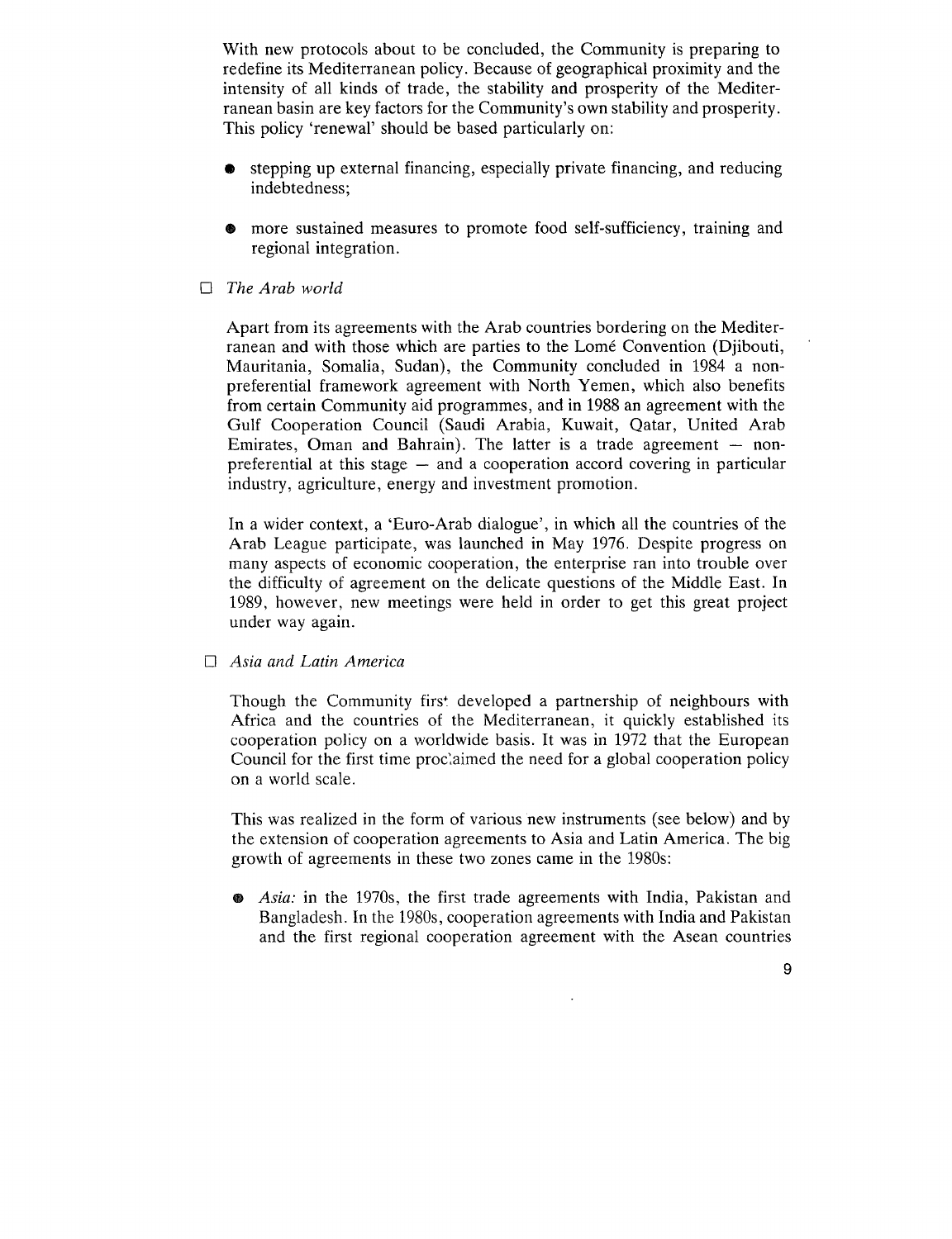With new protocols about to be concluded, the Community is preparing to redefine its Mediterranean policy. Because of geographical proximity and the intensity of all kinds of trade, the stability and prosperity of the Mediterranean basin are key factors for the Community's own stability and prosperity. This policy 'renewal' should be based particularly on:

- stepping up external financing, especially private financing, and reducing indebtedness;
- more sustained measures to promote food self-sufficiency, training and regional integration.

☐ *The Arab world*

Apart from its agreements with the Arab countries bordering on the Mediterranean and with those which are parties to the Lomé Convention (Djibouti, Mauritania, Somalia, Sudan), the Community concluded in 1984 a non-preferential framework agreement with North Yemen, which also benefits from certain Community aid programmes, and in 1988 an agreement with the Gulf Cooperation Council (Saudi Arabia, Kuwait, Qatar, United Arab Emirates, Oman and Bahrain). The latter is a trade agreement — non-preferential at this stage — and a cooperation accord covering in particular industry, agriculture, energy and investment promotion.

In a wider context, a 'Euro-Arab dialogue', in which all the countries of the Arab League participate, was launched in May 1976. Despite progress on many aspects of economic cooperation, the enterprise ran into trouble over the difficulty of agreement on the delicate questions of the Middle East. In 1989, however, new meetings were held in order to get this great project under way again.

☐ *Asia and Latin America*

Though the Community first developed a partnership of neighbours with Africa and the countries of the Mediterranean, it quickly established its cooperation policy on a worldwide basis. It was in 1972 that the European Council for the first time proclaimed the need for a global cooperation policy on a world scale.

This was realized in the form of various new instruments (see below) and by the extension of cooperation agreements to Asia and Latin America. The big growth of agreements in these two zones came in the 1980s:

- *Asia:* in the 1970s, the first trade agreements with India, Pakistan and Bangladesh. In the 1980s, cooperation agreements with India and Pakistan and the first regional cooperation agreement with the Asean countries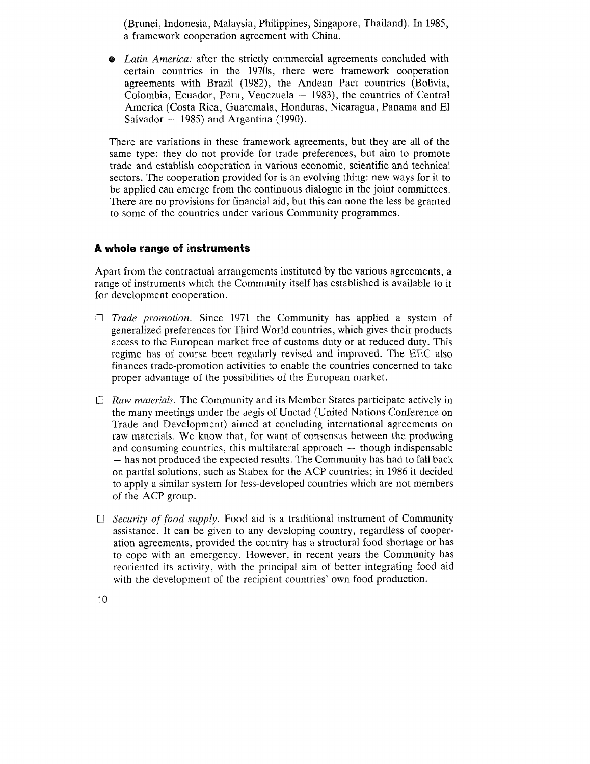(Brunei, Indonesia, Malaysia, Philippines, Singapore, Thailand). In 1985, a framework cooperation agreement with China.

- *Latin America:* after the strictly commercial agreements concluded with certain countries in the 1970s, there were framework cooperation agreements with Brazil (1982), the Andean Pact countries (Bolivia, Colombia, Ecuador, Peru, Venezuela — 1983), the countries of Central America (Costa Rica, Guatemala, Honduras, Nicaragua, Panama and El Salvador — 1985) and Argentina (1990).

There are variations in these framework agreements, but they are all of the same type: they do not provide for trade preferences, but aim to promote trade and establish cooperation in various economic, scientific and technical sectors. The cooperation provided for is an evolving thing: new ways for it to be applied can emerge from the continuous dialogue in the joint committees. There are no provisions for financial aid, but this can none the less be granted to some of the countries under various Community programmes.

## A whole range of instruments

Apart from the contractual arrangements instituted by the various agreements, a range of instruments which the Community itself has established is available to it for development cooperation.

- *Trade promotion.* Since 1971 the Community has applied a system of generalized preferences for Third World countries, which gives their products access to the European market free of customs duty or at reduced duty. This regime has of course been regularly revised and improved. The EEC also finances trade-promotion activities to enable the countries concerned to take proper advantage of the possibilities of the European market.

- *Raw materials.* The Community and its Member States participate actively in the many meetings under the aegis of Unctad (United Nations Conference on Trade and Development) aimed at concluding international agreements on raw materials. We know that, for want of consensus between the producing and consuming countries, this multilateral approach — though indispensable — has not produced the expected results. The Community has had to fall back on partial solutions, such as Stabex for the ACP countries; in 1986 it decided to apply a similar system for less-developed countries which are not members of the ACP group.

- *Security of food supply.* Food aid is a traditional instrument of Community assistance. It can be given to any developing country, regardless of cooperation agreements, provided the country has a structural food shortage or has to cope with an emergency. However, in recent years the Community has reoriented its activity, with the principal aim of better integrating food aid with the development of the recipient countries' own food production.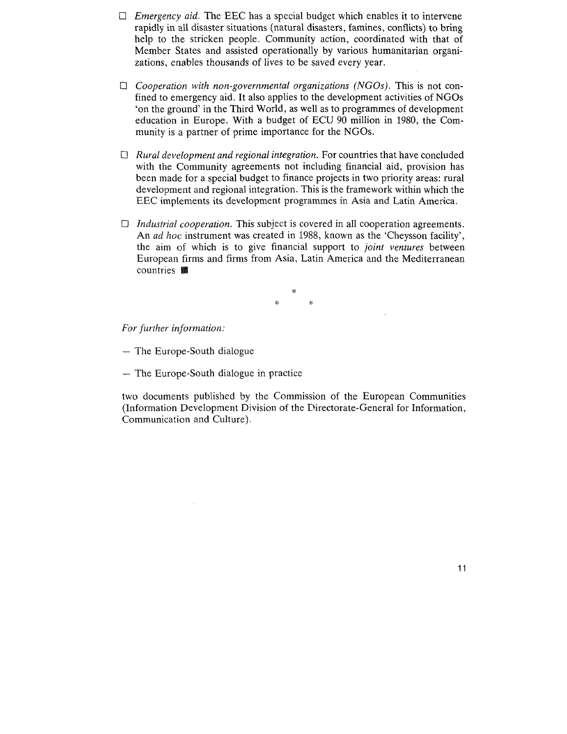- *Emergency aid.* The EEC has a special budget which enables it to intervene rapidly in all disaster situations (natural disasters, famines, conflicts) to bring help to the stricken people. Community action, coordinated with that of Member States and assisted operationally by various humanitarian organizations, enables thousands of lives to be saved every year.

- *Cooperation with non-governmental organizations (NGOs).* This is not confined to emergency aid. It also applies to the development activities of NGOs 'on the ground' in the Third World, as well as to programmes of development education in Europe. With a budget of ECU 90 million in 1980, the Community is a partner of prime importance for the NGOs.

- *Rural development and regional integration.* For countries that have concluded with the Community agreements not including financial aid, provision has been made for a special budget to finance projects in two priority areas: rural development and regional integration. This is the framework within which the EEC implements its development programmes in Asia and Latin America.

- *Industrial cooperation.* This subject is covered in all cooperation agreements. An *ad hoc* instrument was created in 1988, known as the 'Cheysson facility', the aim of which is to give financial support to *joint ventures* between European firms and firms from Asia, Latin America and the Mediterranean countries ■

\*

\* \*

*For further information:*

- The Europe-South dialogue
- The Europe-South dialogue in practice

two documents published by the Commission of the European Communities (Information Development Division of the Directorate-General for Information, Communication and Culture).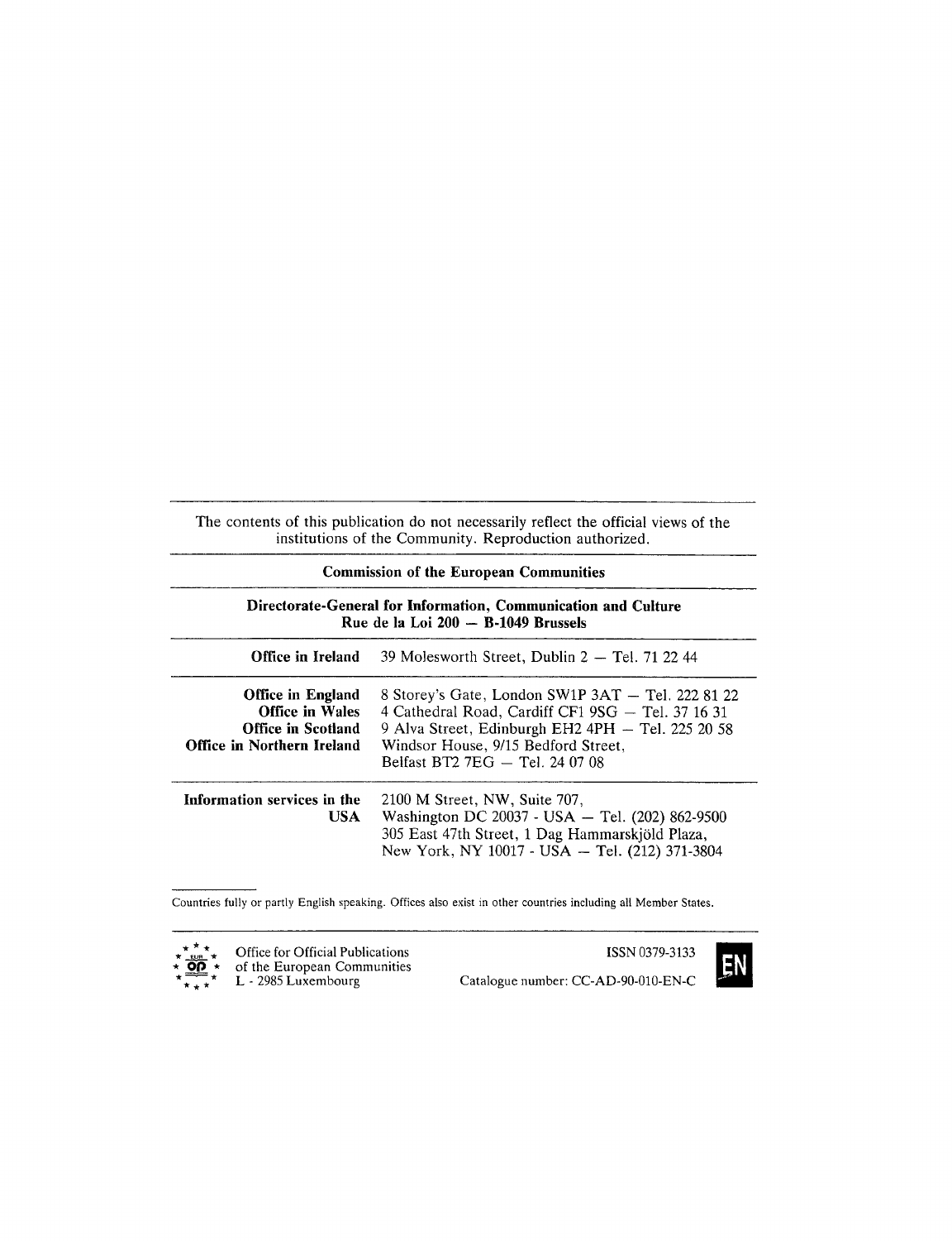The contents of this publication do not necessarily reflect the official views of the institutions of the Community. Reproduction authorized.

**Commission of the European Communities**

**Directorate-General for Information, Communication and Culture**
**Rue de la Loi 200 — B-1049 Brussels**

| | |
|---|---|
| **Office in Ireland** | 39 Molesworth Street, Dublin 2 — Tel. 71 22 44 |
| **Office in England** | 8 Storey's Gate, London SW1P 3AT — Tel. 222 81 22 |
| **Office in Wales** | 4 Cathedral Road, Cardiff CF1 9SG — Tel. 37 16 31 |
| **Office in Scotland** | 9 Alva Street, Edinburgh EH2 4PH — Tel. 225 20 58 |
| **Office in Northern Ireland** | Windsor House, 9/15 Bedford Street, Belfast BT2 7EG — Tel. 24 07 08 |
| **Information services in the USA** | 2100 M Street, NW, Suite 707, Washington DC 20037 - USA — Tel. (202) 862-9500<br>305 East 47th Street, 1 Dag Hammarskjöld Plaza, New York, NY 10017 - USA — Tel. (212) 371-3804 |

Countries fully or partly English speaking. Offices also exist in other countries including all Member States.

Office for Official Publications
of the European Communities
L - 2985 Luxembourg

ISSN 0379-3133

Catalogue number: CC-AD-90-010-EN-C

EN